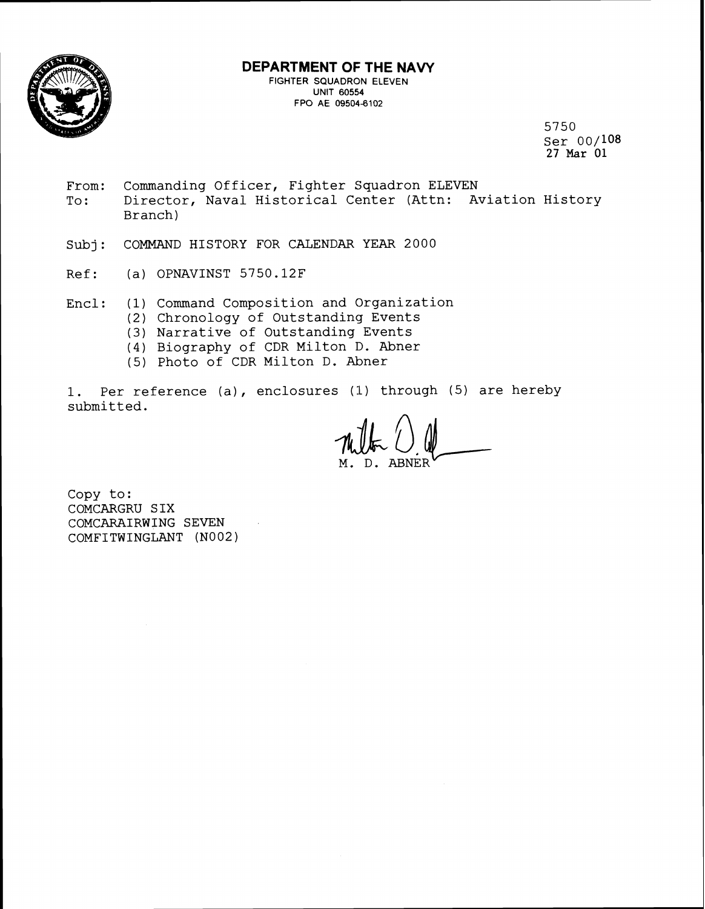**DEPARTMENT OF THE NAVY**
FIGHTER SQUADRON ELEVEN
UNIT 60554
FPO AE 09504-6102

5750
Ser 00/108
27 Mar 01

From: Commanding Officer, Fighter Squadron ELEVEN
To: Director, Naval Historical Center (Attn: Aviation History Branch)

Subj: COMMAND HISTORY FOR CALENDAR YEAR 2000

Ref: (a) OPNAVINST 5750.12F

Encl: (1) Command Composition and Organization
(2) Chronology of Outstanding Events
(3) Narrative of Outstanding Events
(4) Biography of CDR Milton D. Abner
(5) Photo of CDR Milton D. Abner

1. Per reference (a), enclosures (1) through (5) are hereby submitted.

M. D. ABNER

Copy to:
COMCARGRU SIX
COMCARAIRWING SEVEN
COMFITWINGLANT (N002)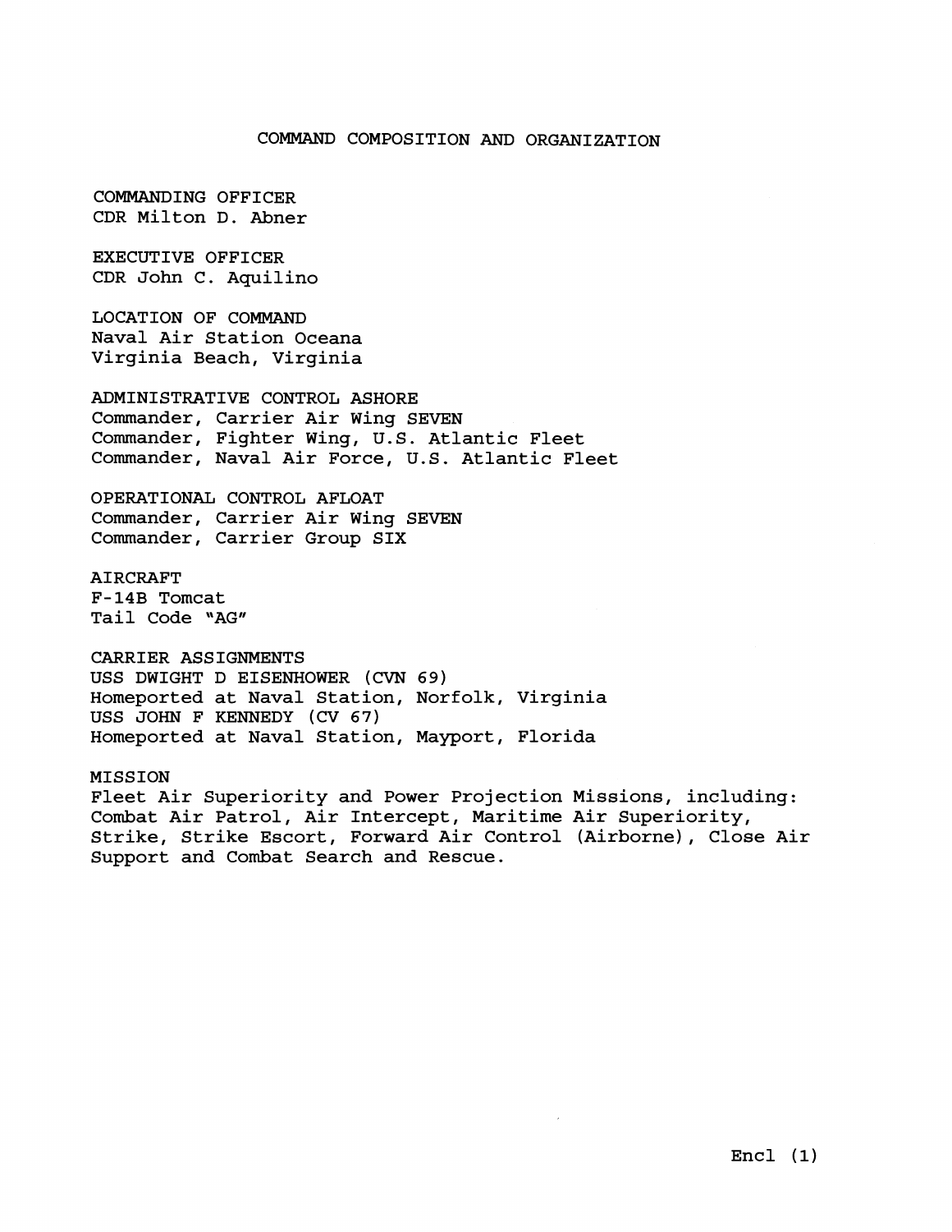# COMMAND COMPOSITION AND ORGANIZATION

COMMANDING OFFICER
CDR Milton D. Abner

EXECUTIVE OFFICER
CDR John C. Aquilino

LOCATION OF COMMAND
Naval Air Station Oceana
Virginia Beach, Virginia

ADMINISTRATIVE CONTROL ASHORE
Commander, Carrier Air Wing SEVEN
Commander, Fighter Wing, U.S. Atlantic Fleet
Commander, Naval Air Force, U.S. Atlantic Fleet

OPERATIONAL CONTROL AFLOAT
Commander, Carrier Air Wing SEVEN
Commander, Carrier Group SIX

AIRCRAFT
F-14B Tomcat
Tail Code "AG"

CARRIER ASSIGNMENTS
USS DWIGHT D EISENHOWER (CVN 69)
Homeported at Naval Station, Norfolk, Virginia
USS JOHN F KENNEDY (CV 67)
Homeported at Naval Station, Mayport, Florida

MISSION
Fleet Air Superiority and Power Projection Missions, including: Combat Air Patrol, Air Intercept, Maritime Air Superiority, Strike, Strike Escort, Forward Air Control (Airborne), Close Air Support and Combat Search and Rescue.

Encl (1)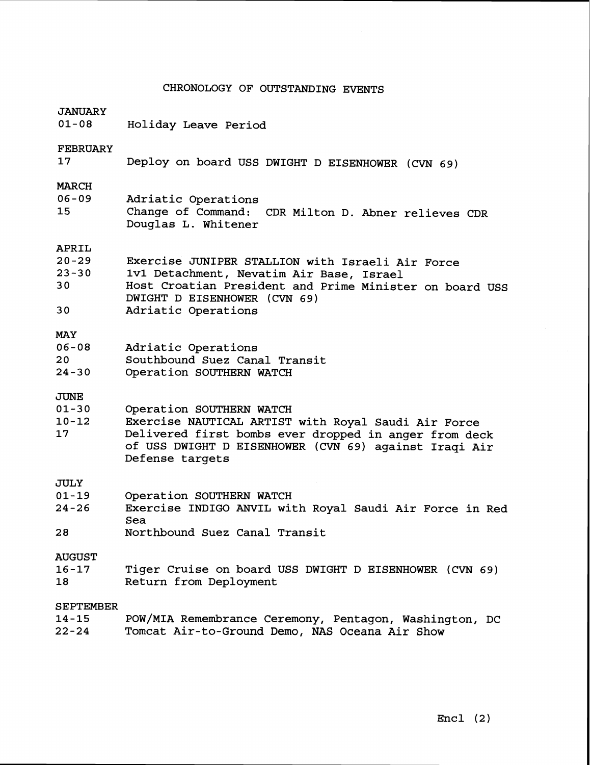# CHRONOLOGY OF OUTSTANDING EVENTS

## JANUARY

| | |
|---|---|
| 01-08 | Holiday Leave Period |

## FEBRUARY

| | |
|---|---|
| 17 | Deploy on board USS DWIGHT D EISENHOWER (CVN 69) |

## MARCH

| | |
|---|---|
| 06-09 | Adriatic Operations |
| 15 | Change of Command: CDR Milton D. Abner relieves CDR Douglas L. Whitener |

## APRIL

| | |
|---|---|
| 20-29 | Exercise JUNIPER STALLION with Israeli Air Force |
| 23-30 | 1v1 Detachment, Nevatim Air Base, Israel |
| 30 | Host Croatian President and Prime Minister on board USS DWIGHT D EISENHOWER (CVN 69) |
| 30 | Adriatic Operations |

## MAY

| | |
|---|---|
| 06-08 | Adriatic Operations |
| 20 | Southbound Suez Canal Transit |
| 24-30 | Operation SOUTHERN WATCH |

## JUNE

| | |
|---|---|
| 01-30 | Operation SOUTHERN WATCH |
| 10-12 | Exercise NAUTICAL ARTIST with Royal Saudi Air Force |
| 17 | Delivered first bombs ever dropped in anger from deck of USS DWIGHT D EISENHOWER (CVN 69) against Iraqi Air Defense targets |

## JULY

| | |
|---|---|
| 01-19 | Operation SOUTHERN WATCH |
| 24-26 | Exercise INDIGO ANVIL with Royal Saudi Air Force in Red Sea |
| 28 | Northbound Suez Canal Transit |

## AUGUST

| | |
|---|---|
| 16-17 | Tiger Cruise on board USS DWIGHT D EISENHOWER (CVN 69) |
| 18 | Return from Deployment |

## SEPTEMBER

| | |
|---|---|
| 14-15 | POW/MIA Remembrance Ceremony, Pentagon, Washington, DC |
| 22-24 | Tomcat Air-to-Ground Demo, NAS Oceana Air Show |

Encl (2)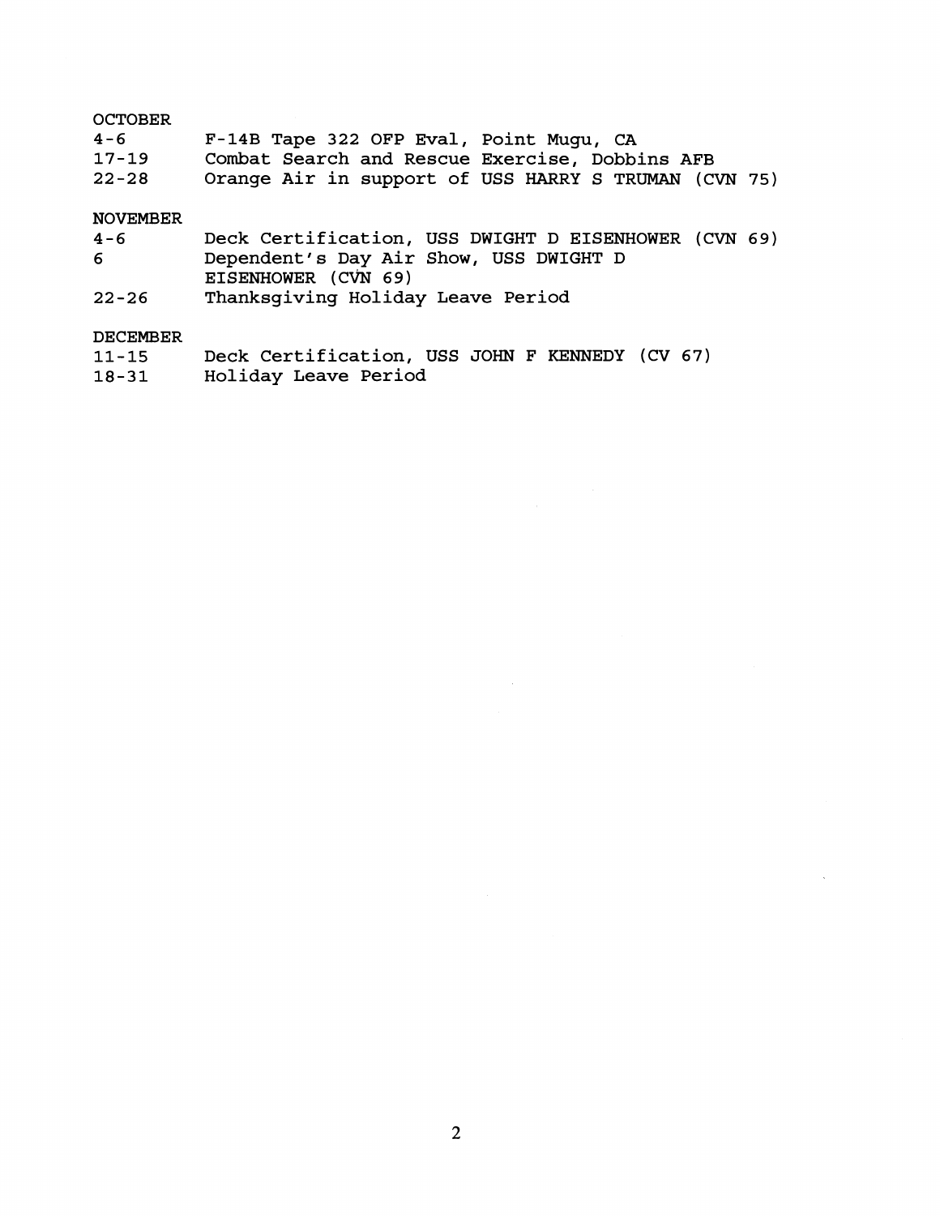OCTOBER

| | |
|---|---|
| 4-6 | F-14B Tape 322 OFP Eval, Point Mugu, CA |
| 17-19 | Combat Search and Rescue Exercise, Dobbins AFB |
| 22-28 | Orange Air in support of USS HARRY S TRUMAN (CVN 75) |

NOVEMBER

| | |
|---|---|
| 4-6 | Deck Certification, USS DWIGHT D EISENHOWER (CVN 69) |
| 6 | Dependent's Day Air Show, USS DWIGHT D EISENHOWER (CVN 69) |
| 22-26 | Thanksgiving Holiday Leave Period |

DECEMBER

| | |
|---|---|
| 11-15 | Deck Certification, USS JOHN F KENNEDY (CV 67) |
| 18-31 | Holiday Leave Period |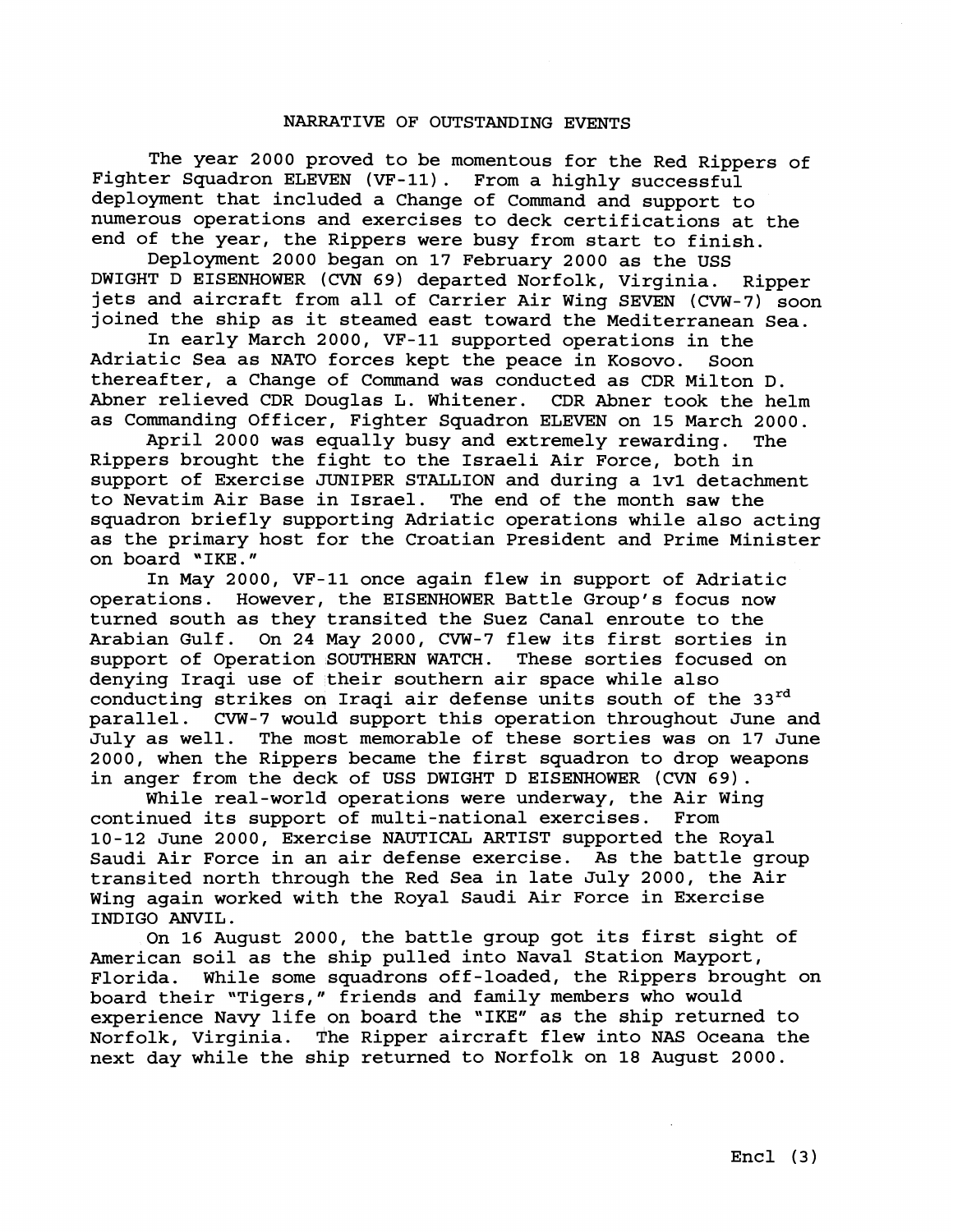# NARRATIVE OF OUTSTANDING EVENTS

The year 2000 proved to be momentous for the Red Rippers of Fighter Squadron ELEVEN (VF-11). From a highly successful deployment that included a Change of Command and support to numerous operations and exercises to deck certifications at the end of the year, the Rippers were busy from start to finish.

Deployment 2000 began on 17 February 2000 as the USS DWIGHT D EISENHOWER (CVN 69) departed Norfolk, Virginia. Ripper jets and aircraft from all of Carrier Air Wing SEVEN (CVW-7) soon joined the ship as it steamed east toward the Mediterranean Sea.

In early March 2000, VF-11 supported operations in the Adriatic Sea as NATO forces kept the peace in Kosovo. Soon thereafter, a Change of Command was conducted as CDR Milton D. Abner relieved CDR Douglas L. Whitener. CDR Abner took the helm as Commanding Officer, Fighter Squadron ELEVEN on 15 March 2000.

April 2000 was equally busy and extremely rewarding. The Rippers brought the fight to the Israeli Air Force, both in support of Exercise JUNIPER STALLION and during a 1v1 detachment to Nevatim Air Base in Israel. The end of the month saw the squadron briefly supporting Adriatic operations while also acting as the primary host for the Croatian President and Prime Minister on board "IKE."

In May 2000, VF-11 once again flew in support of Adriatic operations. However, the EISENHOWER Battle Group's focus now turned south as they transited the Suez Canal enroute to the Arabian Gulf. On 24 May 2000, CVW-7 flew its first sorties in support of Operation SOUTHERN WATCH. These sorties focused on denying Iraqi use of their southern air space while also conducting strikes on Iraqi air defense units south of the 33rd parallel. CVW-7 would support this operation throughout June and July as well. The most memorable of these sorties was on 17 June 2000, when the Rippers became the first squadron to drop weapons in anger from the deck of USS DWIGHT D EISENHOWER (CVN 69).

While real-world operations were underway, the Air Wing continued its support of multi-national exercises. From 10-12 June 2000, Exercise NAUTICAL ARTIST supported the Royal Saudi Air Force in an air defense exercise. As the battle group transited north through the Red Sea in late July 2000, the Air Wing again worked with the Royal Saudi Air Force in Exercise INDIGO ANVIL.

On 16 August 2000, the battle group got its first sight of American soil as the ship pulled into Naval Station Mayport, Florida. While some squadrons off-loaded, the Rippers brought on board their "Tigers," friends and family members who would experience Navy life on board the "IKE" as the ship returned to Norfolk, Virginia. The Ripper aircraft flew into NAS Oceana the next day while the ship returned to Norfolk on 18 August 2000.

Encl (3)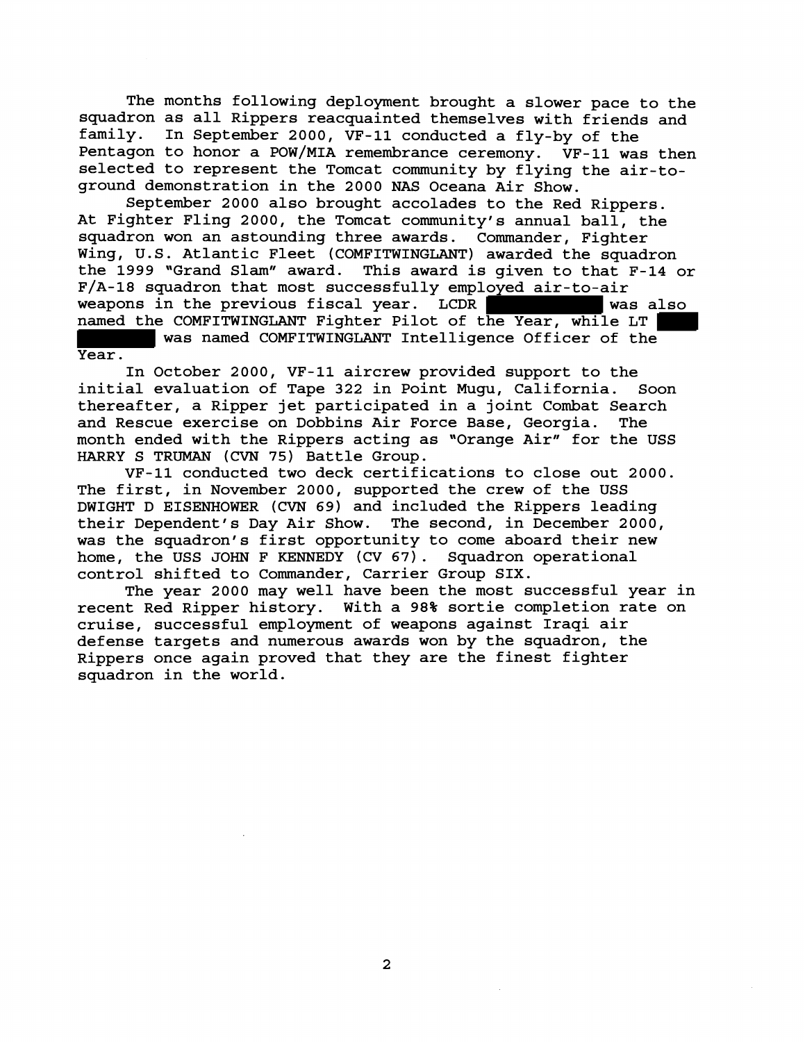The months following deployment brought a slower pace to the squadron as all Rippers reacquainted themselves with friends and family. In September 2000, VF-11 conducted a fly-by of the Pentagon to honor a POW/MIA remembrance ceremony. VF-11 was then selected to represent the Tomcat community by flying the air-to-ground demonstration in the 2000 NAS Oceana Air Show.

September 2000 also brought accolades to the Red Rippers. At Fighter Fling 2000, the Tomcat community's annual ball, the squadron won an astounding three awards. Commander, Fighter Wing, U.S. Atlantic Fleet (COMFITWINGLANT) awarded the squadron the 1999 "Grand Slam" award. This award is given to that F-14 or F/A-18 squadron that most successfully employed air-to-air weapons in the previous fiscal year. LCDR [REDACTED] was also named the COMFITWINGLANT Fighter Pilot of the Year, while LT [REDACTED] was named COMFITWINGLANT Intelligence Officer of the Year.

In October 2000, VF-11 aircrew provided support to the initial evaluation of Tape 322 in Point Mugu, California. Soon thereafter, a Ripper jet participated in a joint Combat Search and Rescue exercise on Dobbins Air Force Base, Georgia. The month ended with the Rippers acting as "Orange Air" for the USS HARRY S TRUMAN (CVN 75) Battle Group.

VF-11 conducted two deck certifications to close out 2000. The first, in November 2000, supported the crew of the USS DWIGHT D EISENHOWER (CVN 69) and included the Rippers leading their Dependent's Day Air Show. The second, in December 2000, was the squadron's first opportunity to come aboard their new home, the USS JOHN F KENNEDY (CV 67). Squadron operational control shifted to Commander, Carrier Group SIX.

The year 2000 may well have been the most successful year in recent Red Ripper history. With a 98% sortie completion rate on cruise, successful employment of weapons against Iraqi air defense targets and numerous awards won by the squadron, the Rippers once again proved that they are the finest fighter squadron in the world.